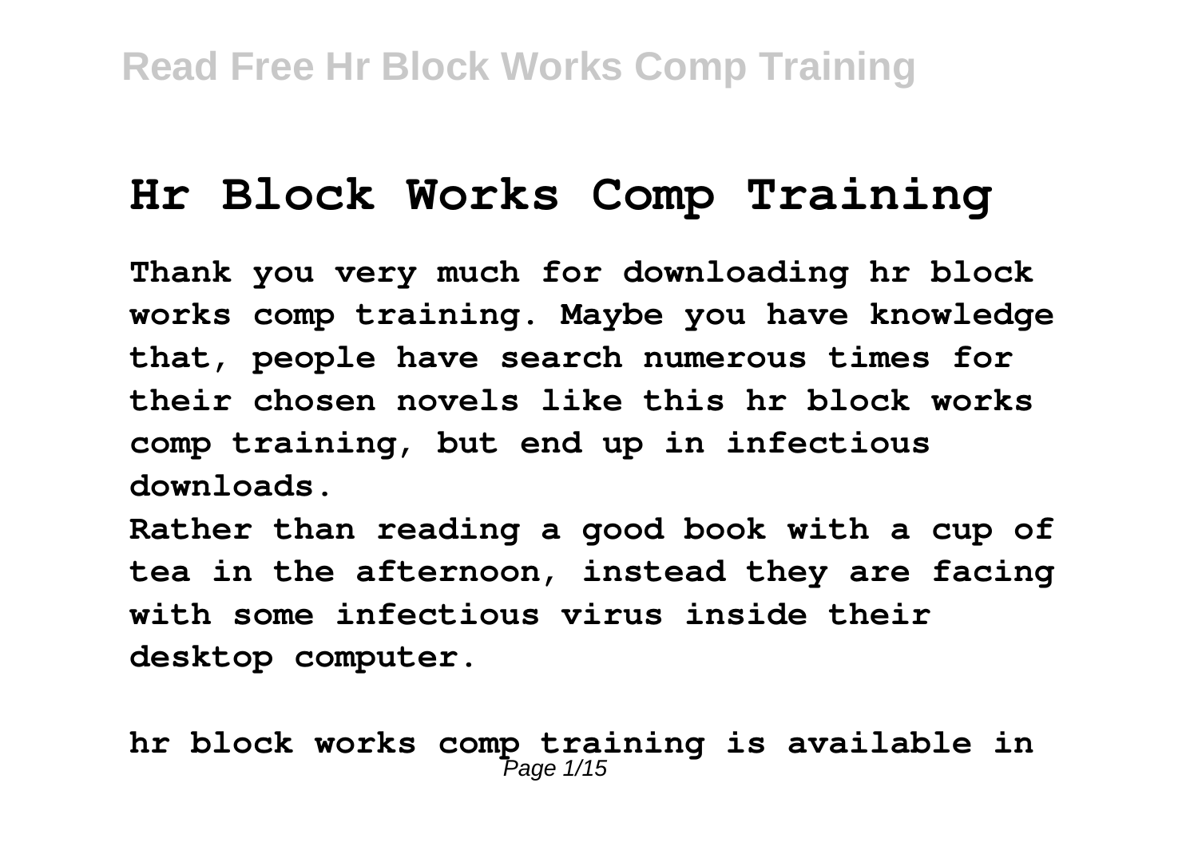# Hr Block Works Comp Training

Thank you very much for downloading hr block works comp training. Maybe you have knowledge that, people have search numerous times for their chosen novels like this hr block works comp training, but end up in infectious downloads.

Rather than reading a good book with a cup of tea in the afternoon, instead they are facing with some infectious virus inside their desktop computer.

hr block works comp training is available in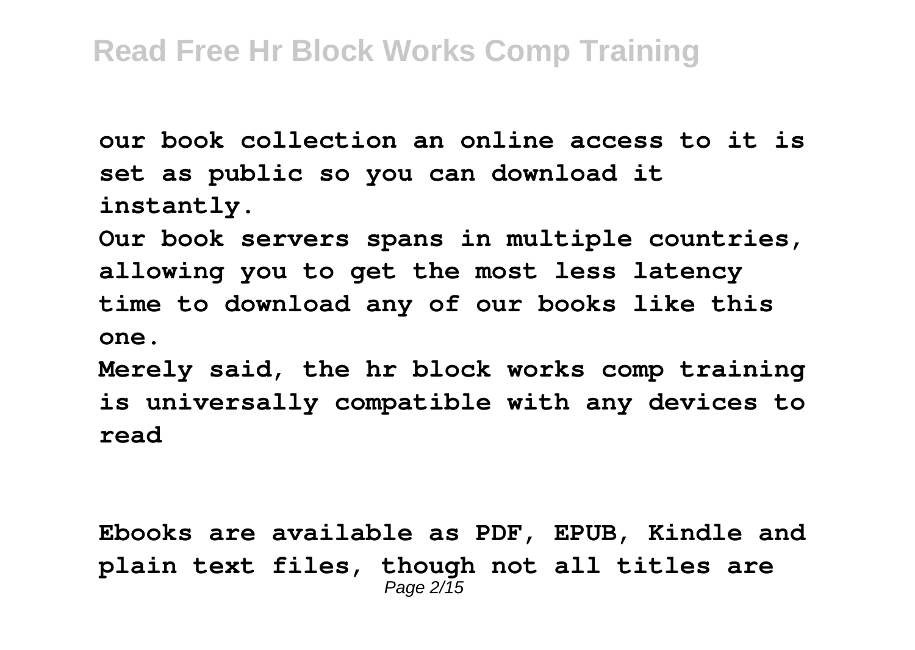**our book collection an online access to it is set as public so you can download it instantly.**

**Our book servers spans in multiple countries, allowing you to get the most less latency time to download any of our books like this one.**

**Merely said, the hr block works comp training is universally compatible with any devices to read**

**Ebooks are available as PDF, EPUB, Kindle and plain text files, though not all titles are**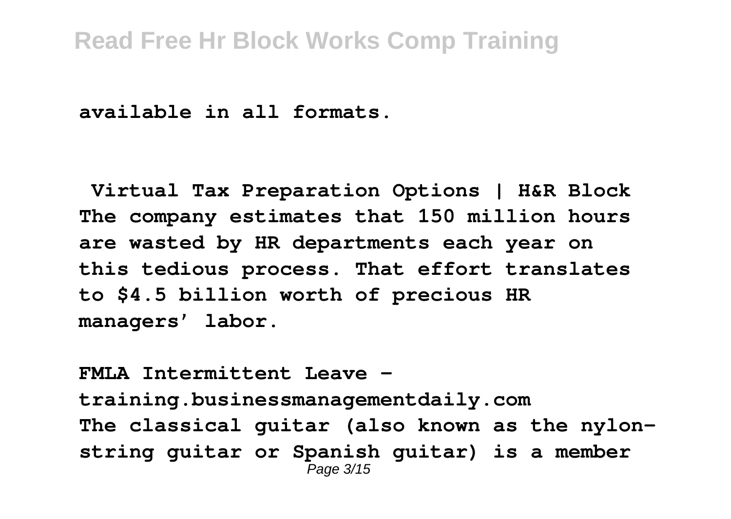**available in all formats.**

**Virtual Tax Preparation Options | H&R Block**
**The company estimates that 150 million hours are wasted by HR departments each year on this tedious process. That effort translates to $4.5 billion worth of precious HR managers' labor.**

**FMLA Intermittent Leave - training.businessmanagementdaily.com**
**The classical guitar (also known as the nylon-string guitar or Spanish guitar) is a member**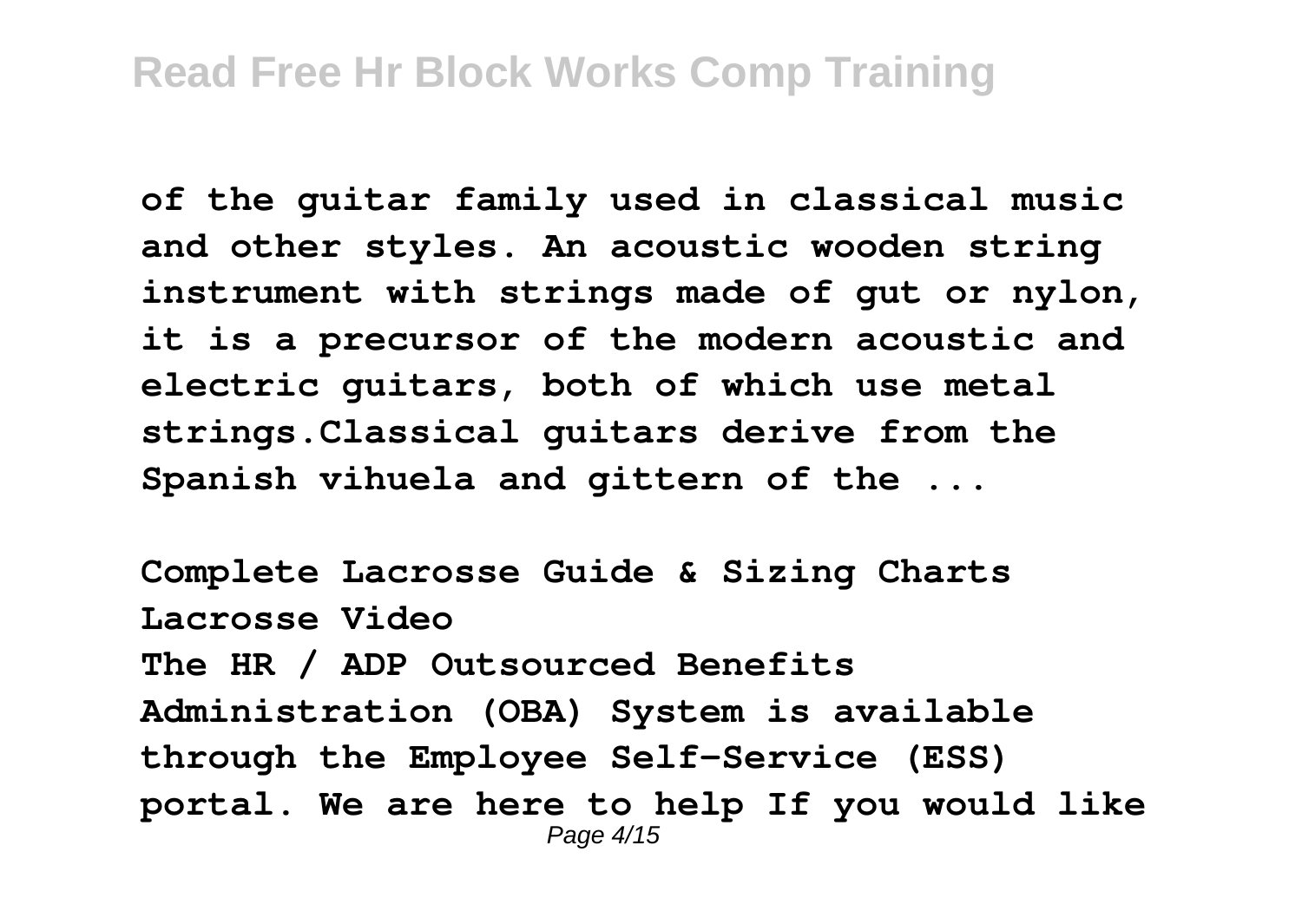of the guitar family used in classical music and other styles. An acoustic wooden string instrument with strings made of gut or nylon, it is a precursor of the modern acoustic and electric guitars, both of which use metal strings.Classical guitars derive from the Spanish vihuela and gittern of the ...

**Complete Lacrosse Guide & Sizing Charts Lacrosse Video**

The HR / ADP Outsourced Benefits Administration (OBA) System is available through the Employee Self-Service (ESS) portal. We are here to help If you would like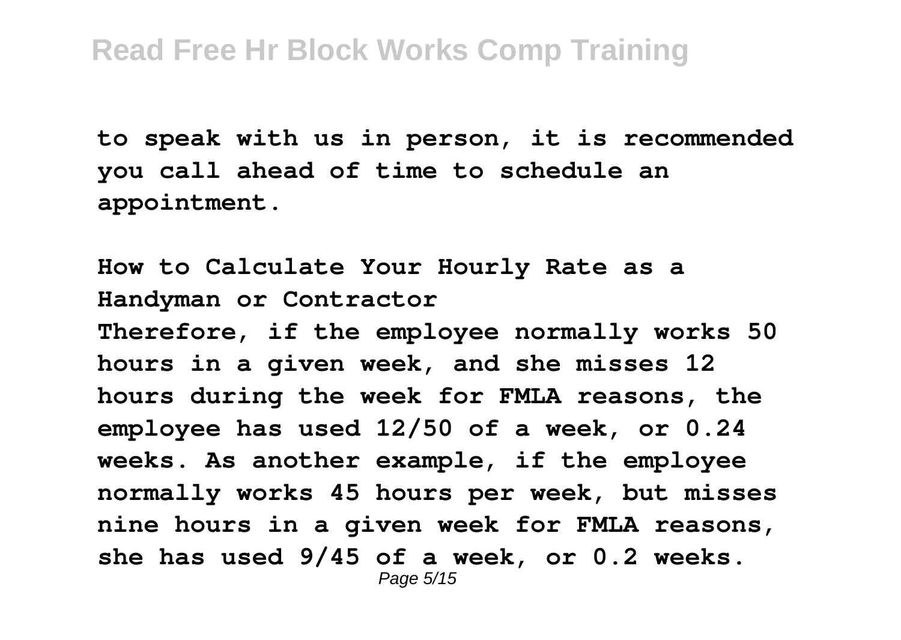to speak with us in person, it is recommended you call ahead of time to schedule an appointment.

**How to Calculate Your Hourly Rate as a Handyman or Contractor**

Therefore, if the employee normally works 50 hours in a given week, and she misses 12 hours during the week for FMLA reasons, the employee has used 12/50 of a week, or 0.24 weeks. As another example, if the employee normally works 45 hours per week, but misses nine hours in a given week for FMLA reasons, she has used 9/45 of a week, or 0.2 weeks.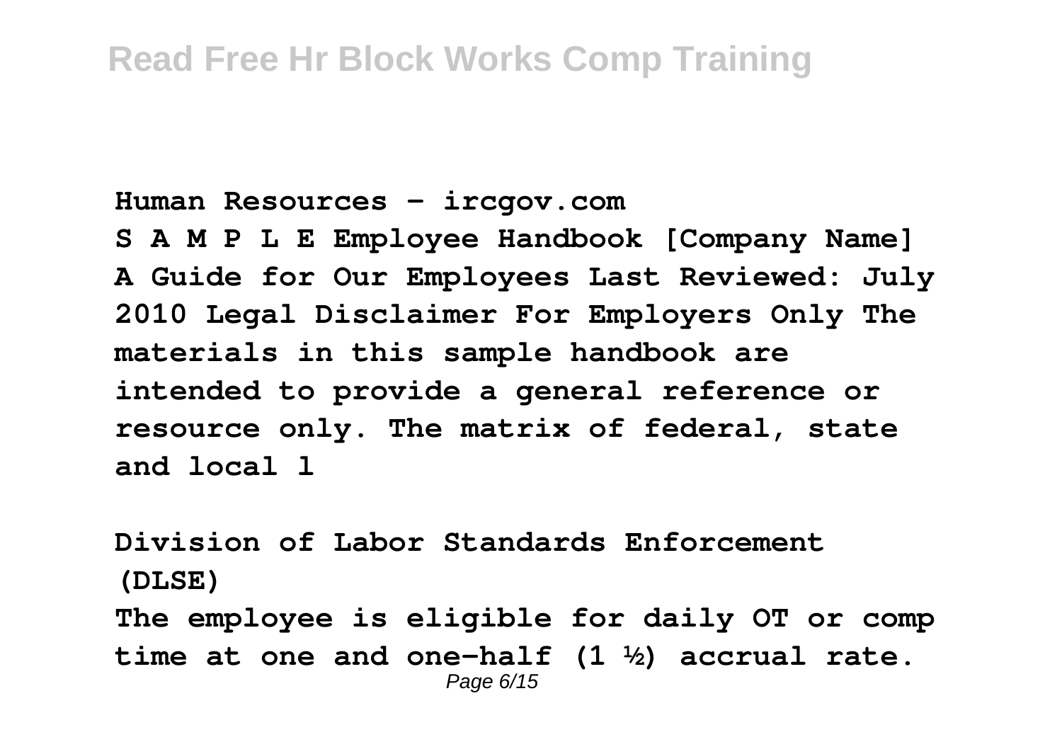**Human Resources - ircgov.com**

**S A M P L E Employee Handbook [Company Name] A Guide for Our Employees Last Reviewed: July 2010 Legal Disclaimer For Employers Only The materials in this sample handbook are intended to provide a general reference or resource only. The matrix of federal, state and local l**

**Division of Labor Standards Enforcement (DLSE)**

**The employee is eligible for daily OT or comp time at one and one-half (1 ½) accrual rate.**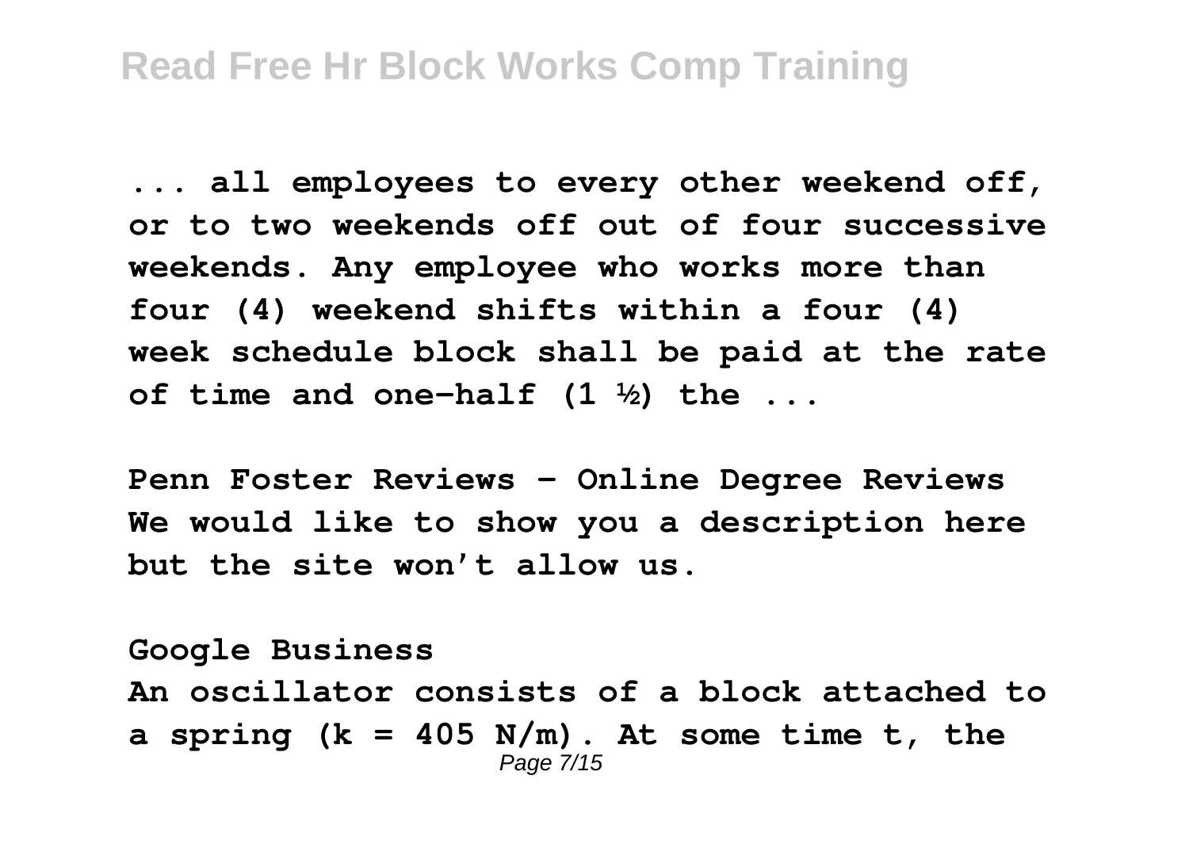... all employees to every other weekend off, or to two weekends off out of four successive weekends. Any employee who works more than four (4) weekend shifts within a four (4) week schedule block shall be paid at the rate of time and one-half (1 ½) the ...

**Penn Foster Reviews - Online Degree Reviews**
We would like to show you a description here but the site won't allow us.

**Google Business**
An oscillator consists of a block attached to a spring ($k = 405$ N/m). At some time t, the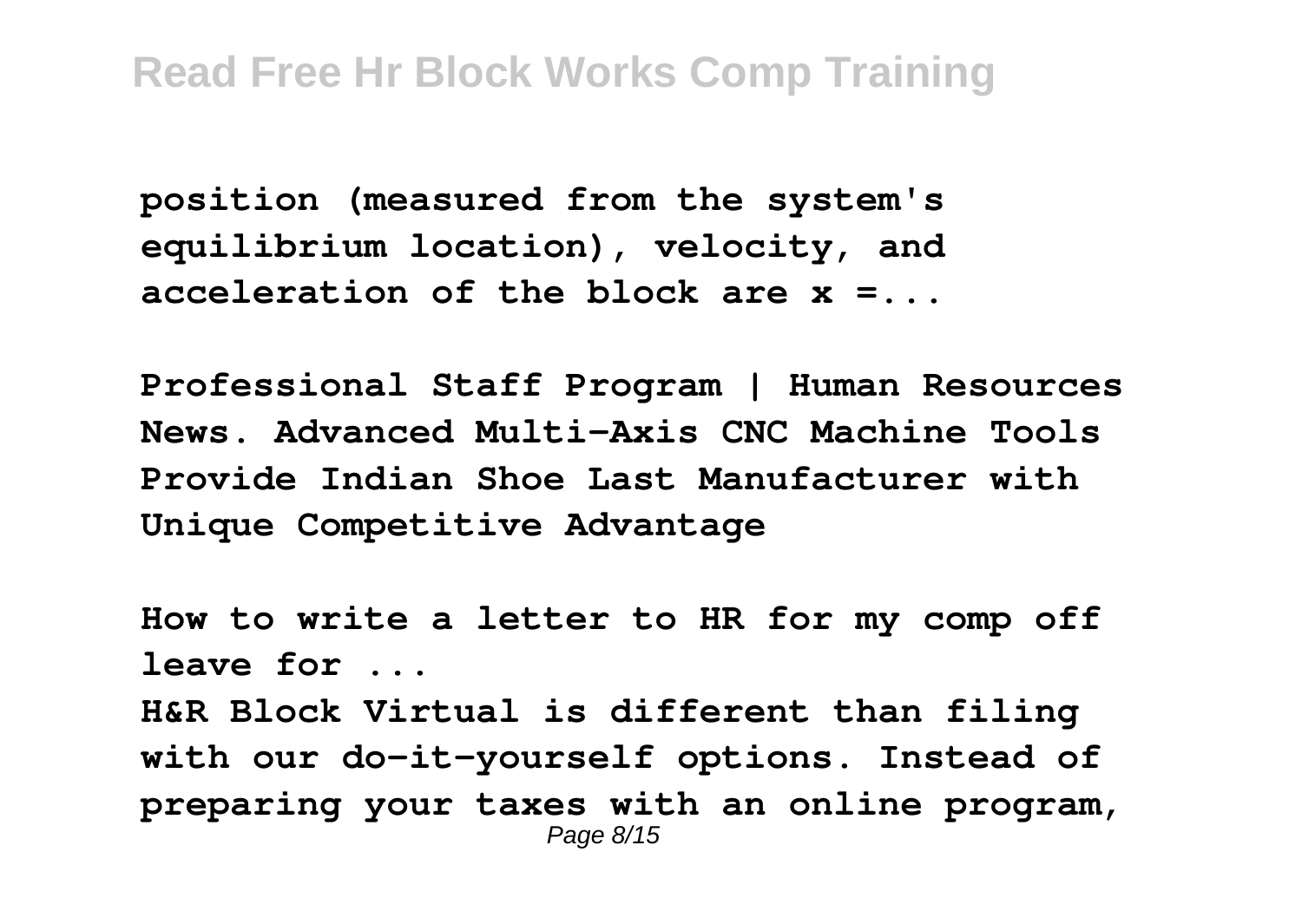**position (measured from the system's equilibrium location), velocity, and acceleration of the block are $x = ...$**

**Professional Staff Program | Human Resources News. Advanced Multi-Axis CNC Machine Tools Provide Indian Shoe Last Manufacturer with Unique Competitive Advantage**

**How to write a letter to HR for my comp off leave for ...**

**H&R Block Virtual is different than filing with our do-it-yourself options. Instead of preparing your taxes with an online program,**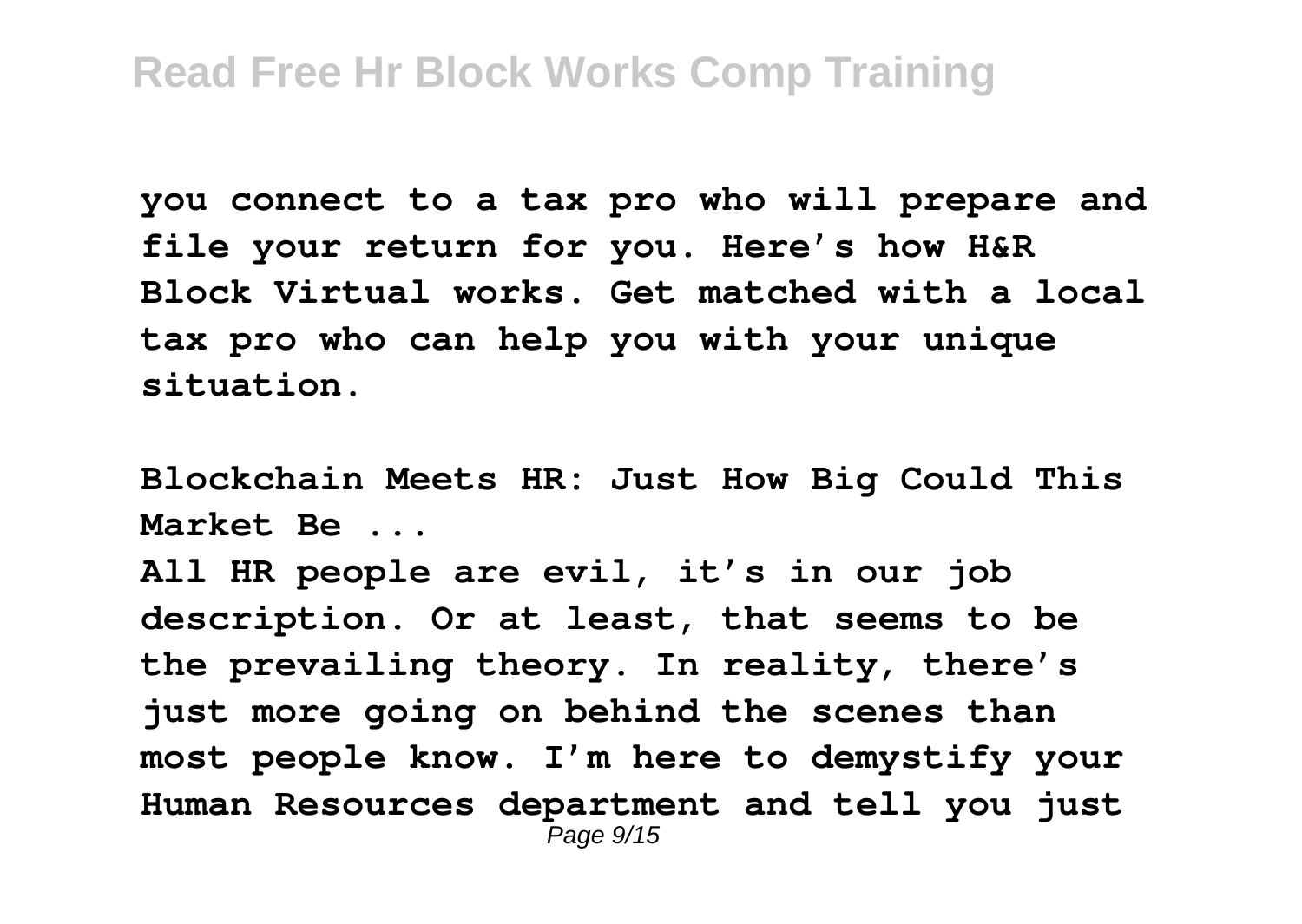you connect to a tax pro who will prepare and file your return for you. Here's how H&R Block Virtual works. Get matched with a local tax pro who can help you with your unique situation.

**Blockchain Meets HR: Just How Big Could This Market Be ...**

All HR people are evil, it's in our job description. Or at least, that seems to be the prevailing theory. In reality, there's just more going on behind the scenes than most people know. I'm here to demystify your Human Resources department and tell you just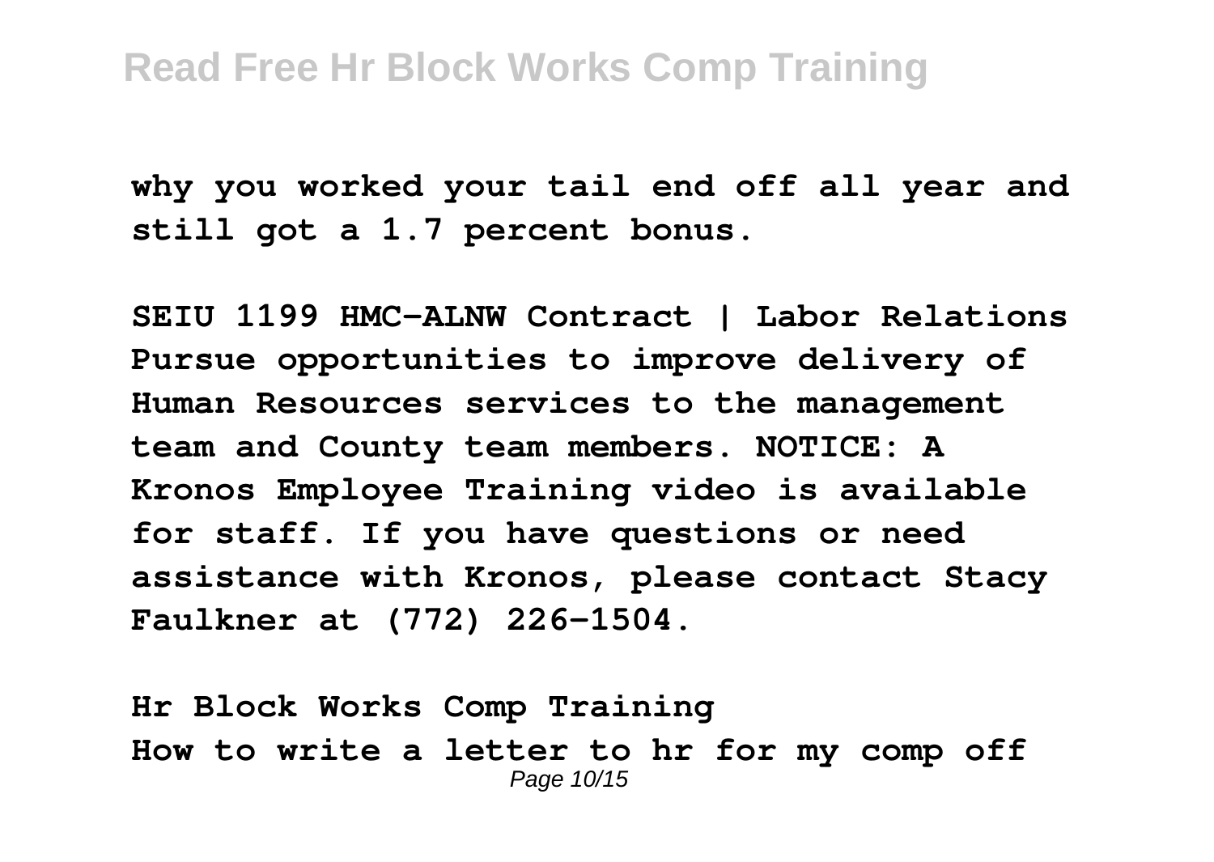why you worked your tail end off all year and still got a 1.7 percent bonus.

**SEIU 1199 HMC-ALNW Contract | Labor Relations**
Pursue opportunities to improve delivery of Human Resources services to the management team and County team members. NOTICE: A Kronos Employee Training video is available for staff. If you have questions or need assistance with Kronos, please contact Stacy Faulkner at (772) 226-1504.

**Hr Block Works Comp Training**
How to write a letter to hr for my comp off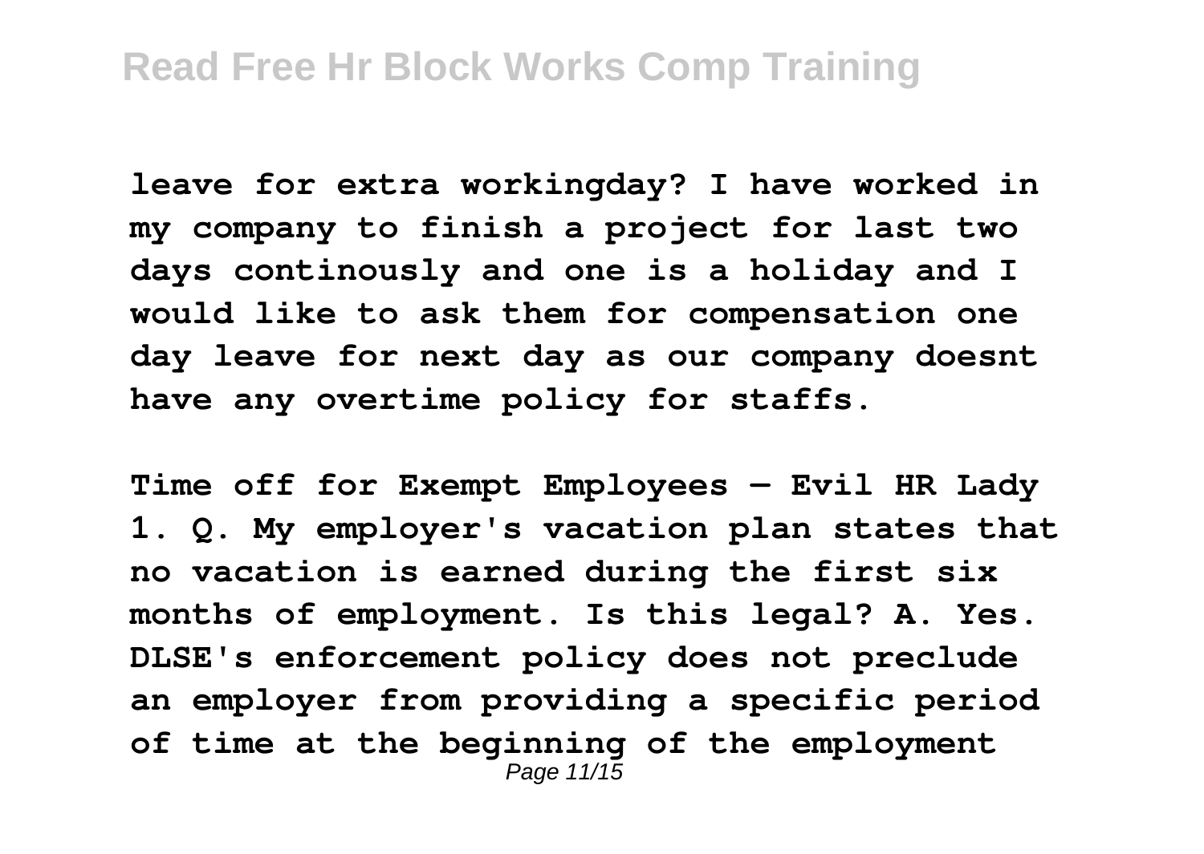**leave for extra workingday? I have worked in my company to finish a project for last two days continously and one is a holiday and I would like to ask them for compensation one day leave for next day as our company doesnt have any overtime policy for staffs.**

**Time off for Exempt Employees — Evil HR Lady**

**1. Q. My employer's vacation plan states that no vacation is earned during the first six months of employment. Is this legal? A. Yes. DLSE's enforcement policy does not preclude an employer from providing a specific period of time at the beginning of the employment**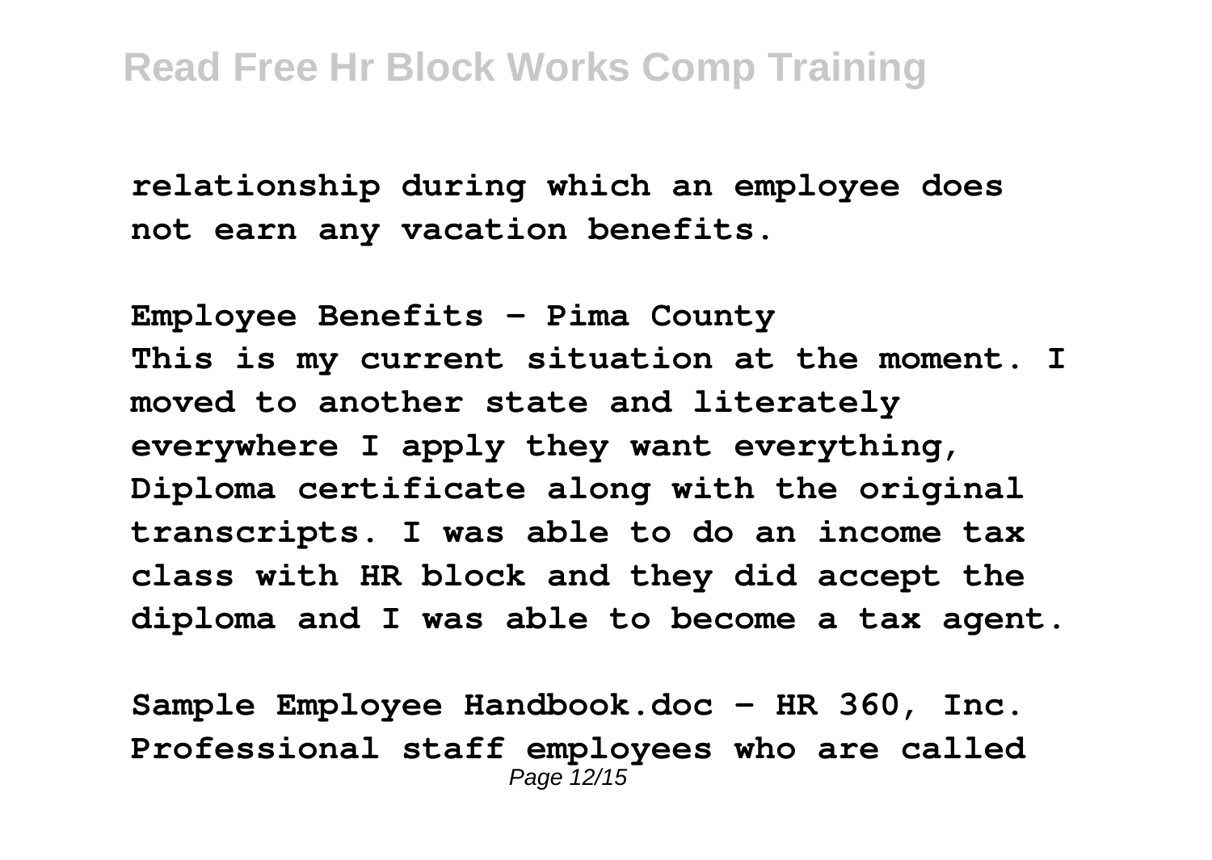**relationship during which an employee does not earn any vacation benefits.**

**Employee Benefits - Pima County**
**This is my current situation at the moment. I moved to another state and literately everywhere I apply they want everything, Diploma certificate along with the original transcripts. I was able to do an income tax class with HR block and they did accept the diploma and I was able to become a tax agent.**

**Sample Employee Handbook.doc - HR 360, Inc.**
**Professional staff employees who are called**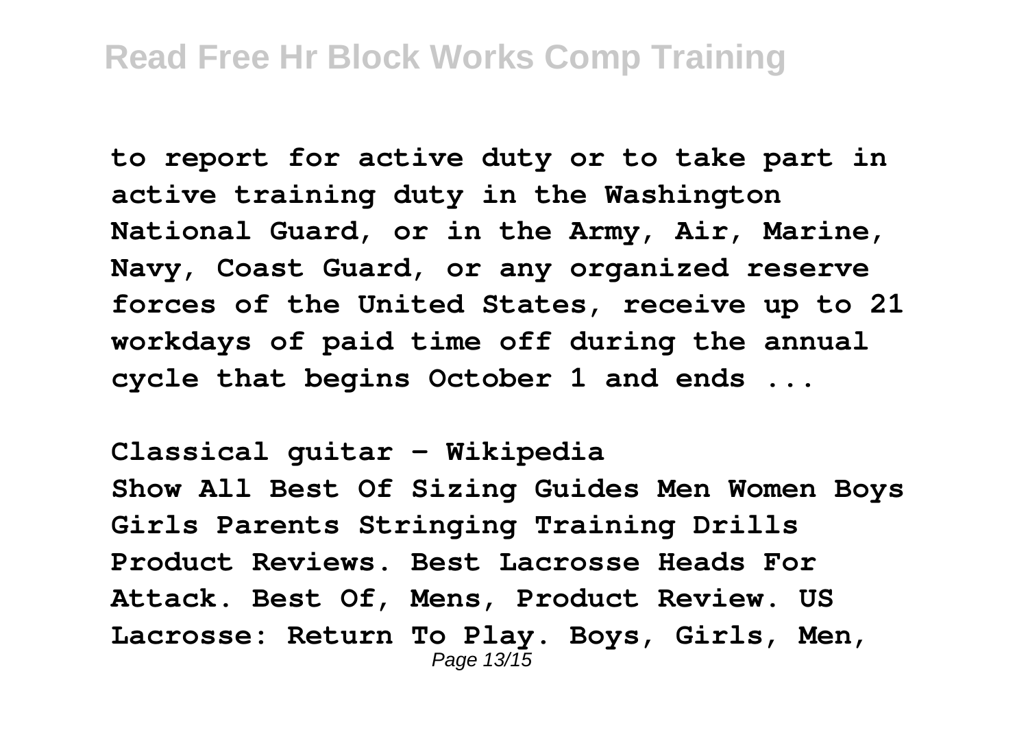to report for active duty or to take part in active training duty in the Washington National Guard, or in the Army, Air, Marine, Navy, Coast Guard, or any organized reserve forces of the United States, receive up to 21 workdays of paid time off during the annual cycle that begins October 1 and ends ...

**Classical guitar - Wikipedia**

Show All Best Of Sizing Guides Men Women Boys Girls Parents Stringing Training Drills Product Reviews. Best Lacrosse Heads For Attack. Best Of, Mens, Product Review. US Lacrosse: Return To Play. Boys, Girls, Men,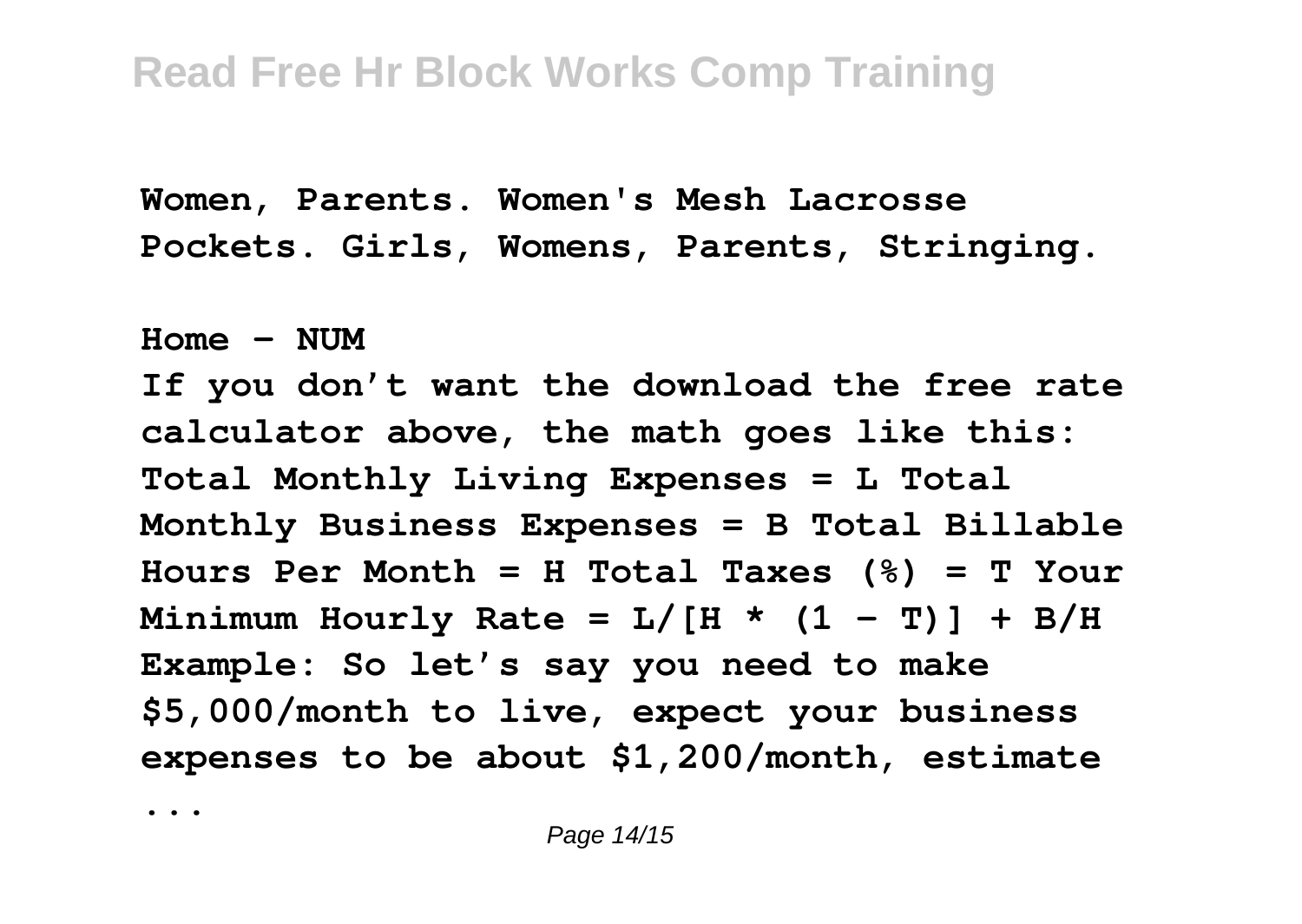Women, Parents. Women's Mesh Lacrosse Pockets. Girls, Womens, Parents, Stringing.

**Home - NUM**

If you don't want the download the free rate calculator above, the math goes like this: Total Monthly Living Expenses = L Total Monthly Business Expenses = B Total Billable Hours Per Month = H Total Taxes (%) = T Your Minimum Hourly Rate = $L/[H * (1 - T)] + B/H$ Example: So let's say you need to make $5,000/month to live, expect your business expenses to be about $1,200/month, estimate ...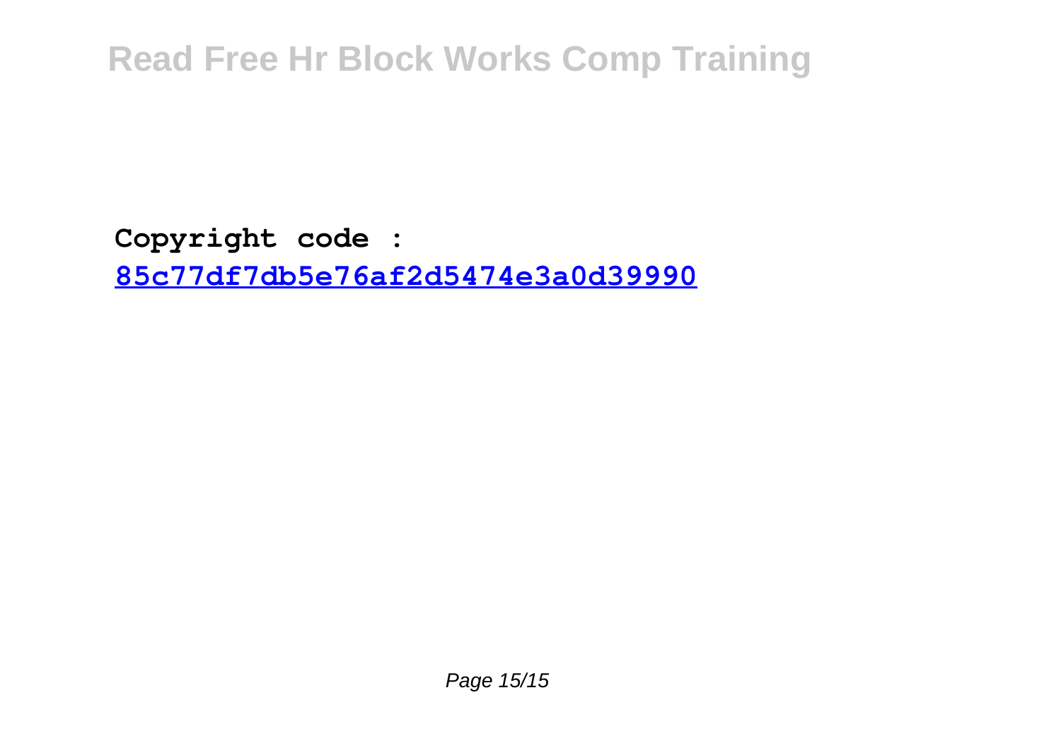**Copyright code : 85c77df7db5e76af2d5474e3a0d39990**